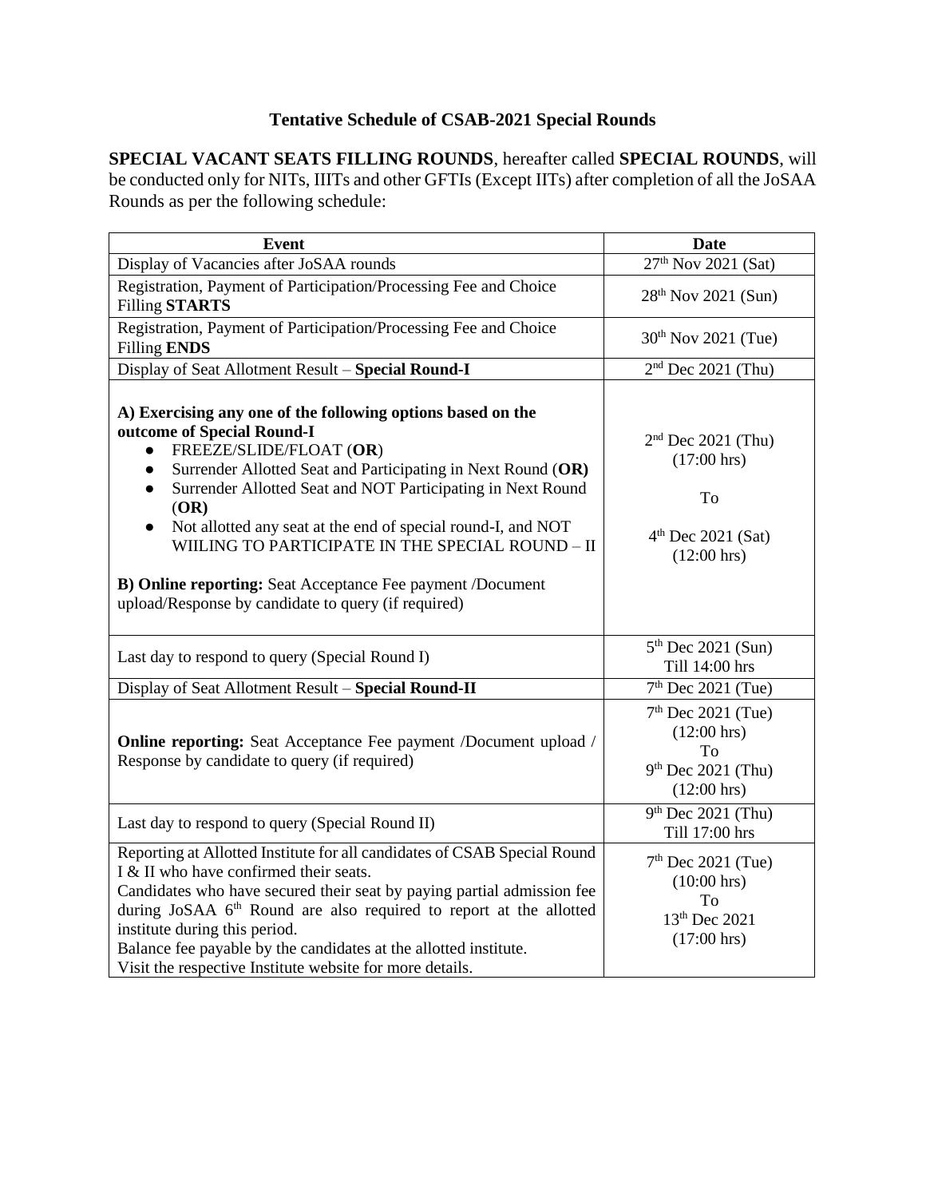# Tentative Schedule of CSAB-2021 Special Rounds

**SPECIAL VACANT SEATS FILLING ROUNDS**, hereafter called **SPECIAL ROUNDS**, will be conducted only for NITs, IIITs and other GFTIs (Except IITs) after completion of all the JoSAA Rounds as per the following schedule:

| Event | Date |
|---|---|
| Display of Vacancies after JoSAA rounds | 27th Nov 2021 (Sat) |
| Registration, Payment of Participation/Processing Fee and Choice Filling **STARTS** | 28th Nov 2021 (Sun) |
| Registration, Payment of Participation/Processing Fee and Choice Filling **ENDS** | 30th Nov 2021 (Tue) |
| Display of Seat Allotment Result – **Special Round-I** | 2nd Dec 2021 (Thu) |
| **A) Exercising any one of the following options based on the outcome of Special Round-I**<br>● FREEZE/SLIDE/FLOAT (**OR**)<br>● Surrender Allotted Seat and Participating in Next Round (**OR**)<br>● Surrender Allotted Seat and NOT Participating in Next Round (**OR**)<br>● Not allotted any seat at the end of special round-I, and NOT WIILING TO PARTICIPATE IN THE SPECIAL ROUND – II<br><br>**B) Online reporting:** Seat Acceptance Fee payment /Document upload/Response by candidate to query (if required) | 2nd Dec 2021 (Thu) (17:00 hrs)<br>To<br>4th Dec 2021 (Sat) (12:00 hrs) |
| Last day to respond to query (Special Round I) | 5th Dec 2021 (Sun) Till 14:00 hrs |
| Display of Seat Allotment Result – **Special Round-II** | 7th Dec 2021 (Tue) |
| **Online reporting:** Seat Acceptance Fee payment /Document upload / Response by candidate to query (if required) | 7th Dec 2021 (Tue) (12:00 hrs)<br>To<br>9th Dec 2021 (Thu) (12:00 hrs) |
| Last day to respond to query (Special Round II) | 9th Dec 2021 (Thu) Till 17:00 hrs |
| Reporting at Allotted Institute for all candidates of CSAB Special Round I & II who have confirmed their seats.<br>Candidates who have secured their seat by paying partial admission fee during JoSAA 6th Round are also required to report at the allotted institute during this period.<br>Balance fee payable by the candidates at the allotted institute.<br>Visit the respective Institute website for more details. | 7th Dec 2021 (Tue) (10:00 hrs)<br>To<br>13th Dec 2021 (17:00 hrs) |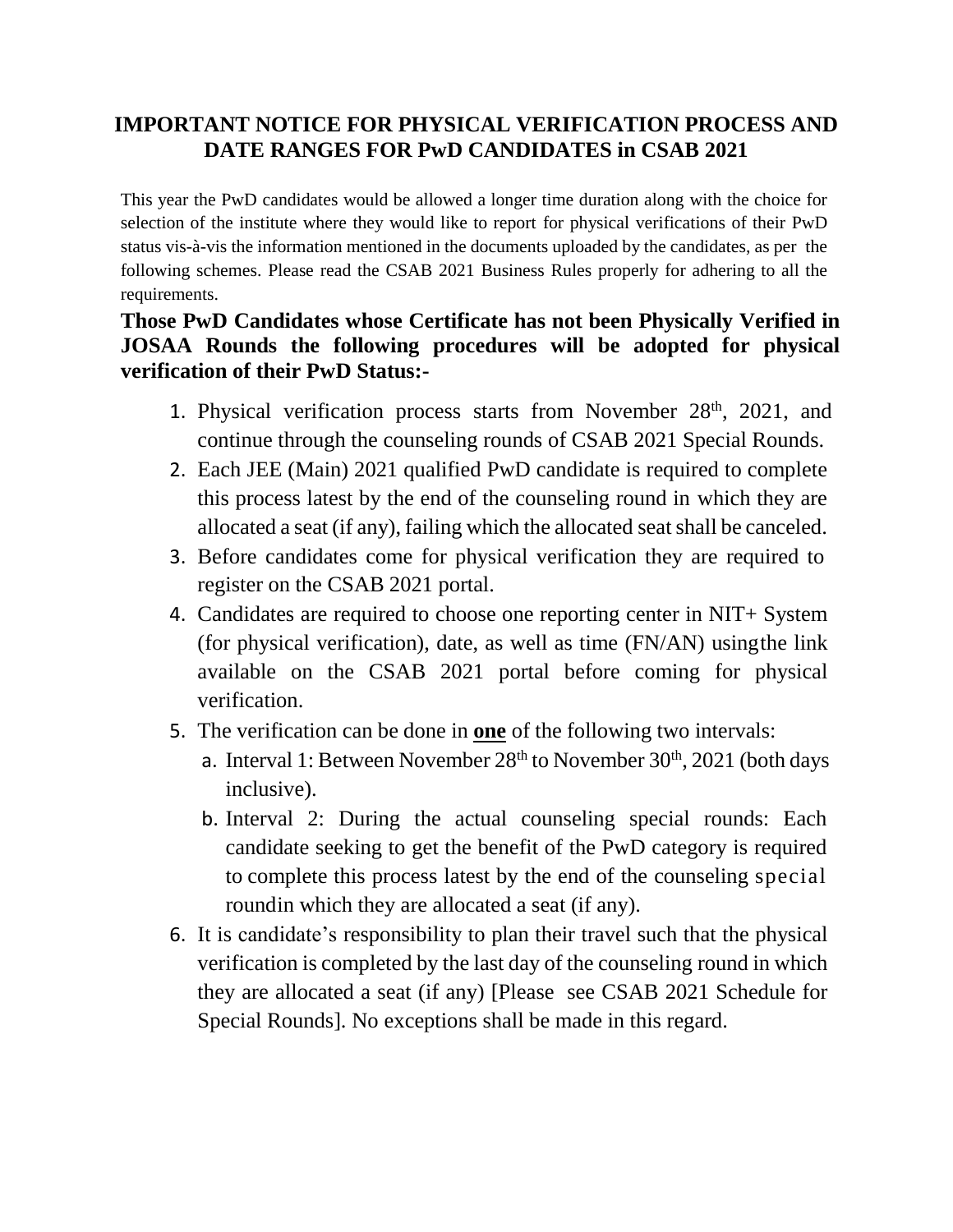## IMPORTANT NOTICE FOR PHYSICAL VERIFICATION PROCESS AND DATE RANGES FOR PwD CANDIDATES in CSAB 2021

This year the PwD candidates would be allowed a longer time duration along with the choice for selection of the institute where they would like to report for physical verifications of their PwD status vis-à-vis the information mentioned in the documents uploaded by the candidates, as per the following schemes. Please read the CSAB 2021 Business Rules properly for adhering to all the requirements.

**Those PwD Candidates whose Certificate has not been Physically Verified in JOSAA Rounds the following procedures will be adopted for physical verification of their PwD Status:-**

1. Physical verification process starts from November 28th, 2021, and continue through the counseling rounds of CSAB 2021 Special Rounds.
2. Each JEE (Main) 2021 qualified PwD candidate is required to complete this process latest by the end of the counseling round in which they are allocated a seat (if any), failing which the allocated seat shall be canceled.
3. Before candidates come for physical verification they are required to register on the CSAB 2021 portal.
4. Candidates are required to choose one reporting center in NIT+ System (for physical verification), date, as well as time (FN/AN) usingthe link available on the CSAB 2021 portal before coming for physical verification.
5. The verification can be done in **one** of the following two intervals:
   a. Interval 1: Between November 28th to November 30th, 2021 (both days inclusive).
   b. Interval 2: During the actual counseling special rounds: Each candidate seeking to get the benefit of the PwD category is required to complete this process latest by the end of the counseling special roundin which they are allocated a seat (if any).
6. It is candidate's responsibility to plan their travel such that the physical verification is completed by the last day of the counseling round in which they are allocated a seat (if any) [Please see CSAB 2021 Schedule for Special Rounds]. No exceptions shall be made in this regard.